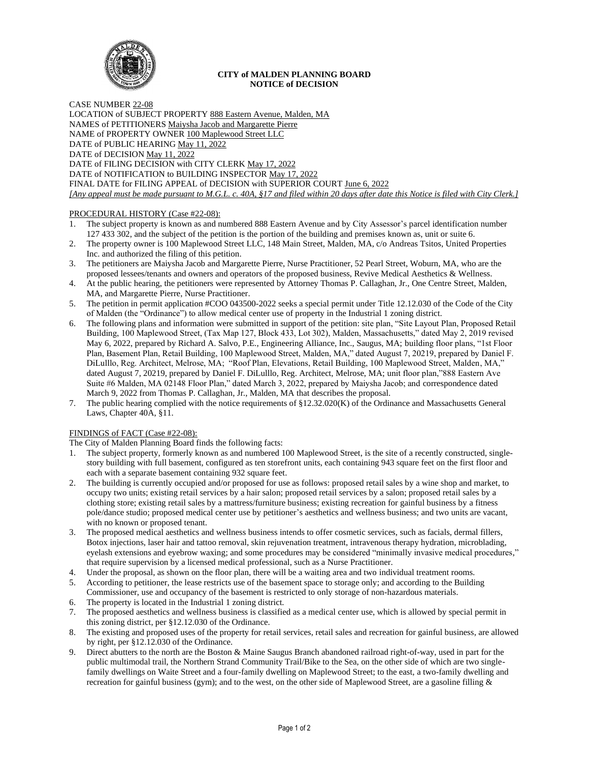**CITY of MALDEN PLANNING BOARD**
**NOTICE of DECISION**

CASE NUMBER 22-08
LOCATION of SUBJECT PROPERTY 888 Eastern Avenue, Malden, MA
NAMES of PETITIONERS Maiysha Jacob and Margarette Pierre
NAME of PROPERTY OWNER 100 Maplewood Street LLC
DATE of PUBLIC HEARING May 11, 2022
DATE of DECISION May 11, 2022
DATE of FILING DECISION with CITY CLERK May 17, 2022
DATE of NOTIFICATION to BUILDING INSPECTOR May 17, 2022
FINAL DATE for FILING APPEAL of DECISION with SUPERIOR COURT June 6, 2022
*[Any appeal must be made pursuant to M.G.L. c. 40A, §17 and filed within 20 days after date this Notice is filed with City Clerk.]*

PROCEDURAL HISTORY (Case #22-08):

1. The subject property is known as and numbered 888 Eastern Avenue and by City Assessor's parcel identification number 127 433 302, and the subject of the petition is the portion of the building and premises known as, unit or suite 6.
2. The property owner is 100 Maplewood Street LLC, 148 Main Street, Malden, MA, c/o Andreas Tsitos, United Properties Inc. and authorized the filing of this petition.
3. The petitioners are Maiysha Jacob and Margarette Pierre, Nurse Practitioner, 52 Pearl Street, Woburn, MA, who are the proposed lessees/tenants and owners and operators of the proposed business, Revive Medical Aesthetics & Wellness.
4. At the public hearing, the petitioners were represented by Attorney Thomas P. Callaghan, Jr., One Centre Street, Malden, MA, and Margarette Pierre, Nurse Practitioner.
5. The petition in permit application #COO 043500-2022 seeks a special permit under Title 12.12.030 of the Code of the City of Malden (the "Ordinance") to allow medical center use of property in the Industrial 1 zoning district.
6. The following plans and information were submitted in support of the petition: site plan, "Site Layout Plan, Proposed Retail Building, 100 Maplewood Street, (Tax Map 127, Block 433, Lot 302), Malden, Massachusetts," dated May 2, 2019 revised May 6, 2022, prepared by Richard A. Salvo, P.E., Engineering Alliance, Inc., Saugus, MA; building floor plans, "1st Floor Plan, Basement Plan, Retail Building, 100 Maplewood Street, Malden, MA," dated August 7, 20219, prepared by Daniel F. DiLulllo, Reg. Architect, Melrose, MA; "Roof Plan, Elevations, Retail Building, 100 Maplewood Street, Malden, MA," dated August 7, 20219, prepared by Daniel F. DiLulllo, Reg. Architect, Melrose, MA; unit floor plan,"888 Eastern Ave Suite #6 Malden, MA 02148 Floor Plan," dated March 3, 2022, prepared by Maiysha Jacob; and correspondence dated March 9, 2022 from Thomas P. Callaghan, Jr., Malden, MA that describes the proposal.
7. The public hearing complied with the notice requirements of §12.32.020(K) of the Ordinance and Massachusetts General Laws, Chapter 40A, §11.

FINDINGS of FACT (Case #22-08):

The City of Malden Planning Board finds the following facts:

1. The subject property, formerly known as and numbered 100 Maplewood Street, is the site of a recently constructed, single-story building with full basement, configured as ten storefront units, each containing 943 square feet on the first floor and each with a separate basement containing 932 square feet.
2. The building is currently occupied and/or proposed for use as follows: proposed retail sales by a wine shop and market, to occupy two units; existing retail services by a hair salon; proposed retail services by a salon; proposed retail sales by a clothing store; existing retail sales by a mattress/furniture business; existing recreation for gainful business by a fitness pole/dance studio; proposed medical center use by petitioner's aesthetics and wellness business; and two units are vacant, with no known or proposed tenant.
3. The proposed medical aesthetics and wellness business intends to offer cosmetic services, such as facials, dermal fillers, Botox injections, laser hair and tattoo removal, skin rejuvenation treatment, intravenous therapy hydration, microblading, eyelash extensions and eyebrow waxing; and some procedures may be considered "minimally invasive medical procedures," that require supervision by a licensed medical professional, such as a Nurse Practitioner.
4. Under the proposal, as shown on the floor plan, there will be a waiting area and two individual treatment rooms.
5. According to petitioner, the lease restricts use of the basement space to storage only; and according to the Building Commissioner, use and occupancy of the basement is restricted to only storage of non-hazardous materials.
6. The property is located in the Industrial 1 zoning district.
7. The proposed aesthetics and wellness business is classified as a medical center use, which is allowed by special permit in this zoning district, per §12.12.030 of the Ordinance.
8. The existing and proposed uses of the property for retail services, retail sales and recreation for gainful business, are allowed by right, per §12.12.030 of the Ordinance.
9. Direct abutters to the north are the Boston & Maine Saugus Branch abandoned railroad right-of-way, used in part for the public multimodal trail, the Northern Strand Community Trail/Bike to the Sea, on the other side of which are two single-family dwellings on Waite Street and a four-family dwelling on Maplewood Street; to the east, a two-family dwelling and recreation for gainful business (gym); and to the west, on the other side of Maplewood Street, are a gasoline filling &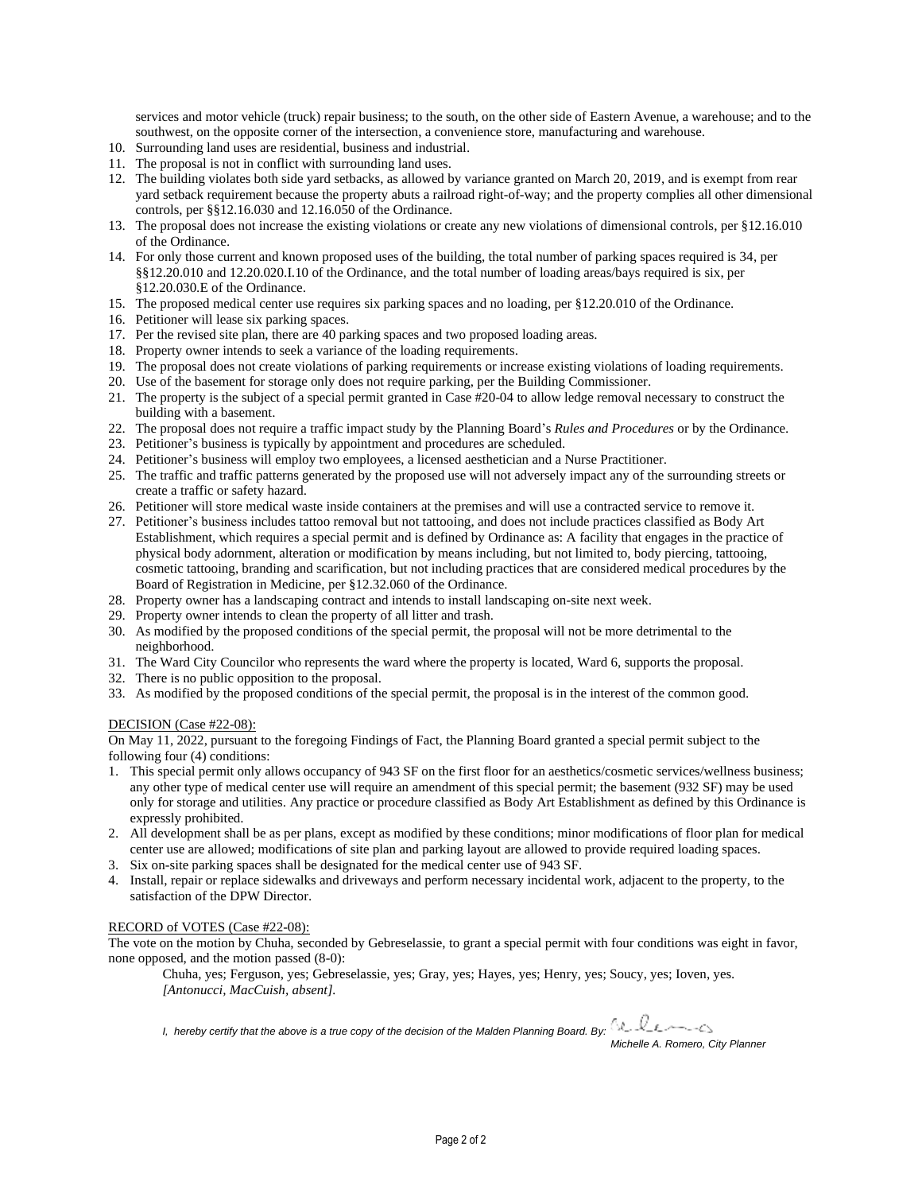services and motor vehicle (truck) repair business; to the south, on the other side of Eastern Avenue, a warehouse; and to the southwest, on the opposite corner of the intersection, a convenience store, manufacturing and warehouse.

10. Surrounding land uses are residential, business and industrial.
11. The proposal is not in conflict with surrounding land uses.
12. The building violates both side yard setbacks, as allowed by variance granted on March 20, 2019, and is exempt from rear yard setback requirement because the property abuts a railroad right-of-way; and the property complies all other dimensional controls, per §§12.16.030 and 12.16.050 of the Ordinance.
13. The proposal does not increase the existing violations or create any new violations of dimensional controls, per §12.16.010 of the Ordinance.
14. For only those current and known proposed uses of the building, the total number of parking spaces required is 34, per §§12.20.010 and 12.20.020.I.10 of the Ordinance, and the total number of loading areas/bays required is six, per §12.20.030.E of the Ordinance.
15. The proposed medical center use requires six parking spaces and no loading, per §12.20.010 of the Ordinance.
16. Petitioner will lease six parking spaces.
17. Per the revised site plan, there are 40 parking spaces and two proposed loading areas.
18. Property owner intends to seek a variance of the loading requirements.
19. The proposal does not create violations of parking requirements or increase existing violations of loading requirements.
20. Use of the basement for storage only does not require parking, per the Building Commissioner.
21. The property is the subject of a special permit granted in Case #20-04 to allow ledge removal necessary to construct the building with a basement.
22. The proposal does not require a traffic impact study by the Planning Board's *Rules and Procedures* or by the Ordinance.
23. Petitioner's business is typically by appointment and procedures are scheduled.
24. Petitioner's business will employ two employees, a licensed aesthetician and a Nurse Practitioner.
25. The traffic and traffic patterns generated by the proposed use will not adversely impact any of the surrounding streets or create a traffic or safety hazard.
26. Petitioner will store medical waste inside containers at the premises and will use a contracted service to remove it.
27. Petitioner's business includes tattoo removal but not tattooing, and does not include practices classified as Body Art Establishment, which requires a special permit and is defined by Ordinance as: A facility that engages in the practice of physical body adornment, alteration or modification by means including, but not limited to, body piercing, tattooing, cosmetic tattooing, branding and scarification, but not including practices that are considered medical procedures by the Board of Registration in Medicine, per §12.32.060 of the Ordinance.
28. Property owner has a landscaping contract and intends to install landscaping on-site next week.
29. Property owner intends to clean the property of all litter and trash.
30. As modified by the proposed conditions of the special permit, the proposal will not be more detrimental to the neighborhood.
31. The Ward City Councilor who represents the ward where the property is located, Ward 6, supports the proposal.
32. There is no public opposition to the proposal.
33. As modified by the proposed conditions of the special permit, the proposal is in the interest of the common good.

DECISION (Case #22-08):

On May 11, 2022, pursuant to the foregoing Findings of Fact, the Planning Board granted a special permit subject to the following four (4) conditions:

1. This special permit only allows occupancy of 943 SF on the first floor for an aesthetics/cosmetic services/wellness business; any other type of medical center use will require an amendment of this special permit; the basement (932 SF) may be used only for storage and utilities. Any practice or procedure classified as Body Art Establishment as defined by this Ordinance is expressly prohibited.
2. All development shall be as per plans, except as modified by these conditions; minor modifications of floor plan for medical center use are allowed; modifications of site plan and parking layout are allowed to provide required loading spaces.
3. Six on-site parking spaces shall be designated for the medical center use of 943 SF.
4. Install, repair or replace sidewalks and driveways and perform necessary incidental work, adjacent to the property, to the satisfaction of the DPW Director.

RECORD of VOTES (Case #22-08):

The vote on the motion by Chuha, seconded by Gebreselassie, to grant a special permit with four conditions was eight in favor, none opposed, and the motion passed (8-0):

Chuha, yes; Ferguson, yes; Gebreselassie, yes; Gray, yes; Hayes, yes; Henry, yes; Soucy, yes; Ioven, yes.
*[Antonucci, MacCuish, absent].*

*I, hereby certify that the above is a true copy of the decision of the Malden Planning Board. By:*

*Michelle A. Romero, City Planner*